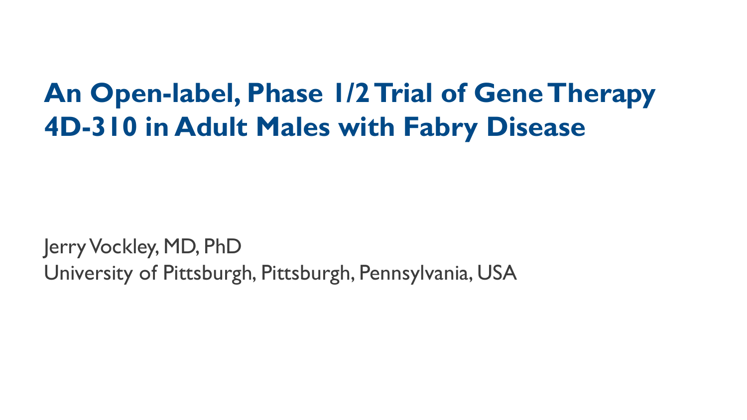# An Open-label, Phase 1/2 Trial of Gene Therapy 4D-310 in Adult Males with Fabry Disease

Jerry Vockley, MD, PhD
University of Pittsburgh, Pittsburgh, Pennsylvania, USA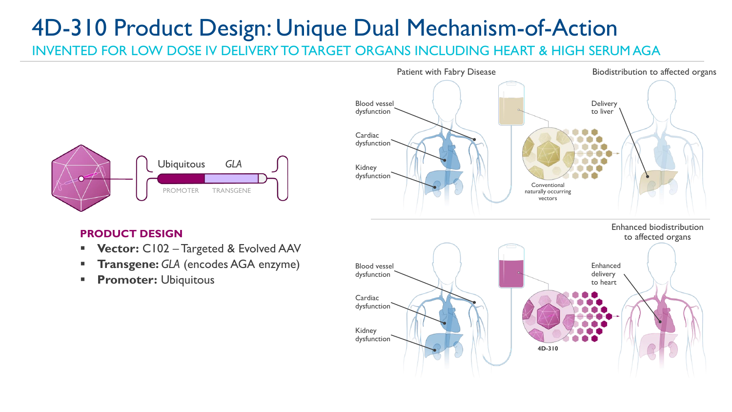# 4D-310 Product Design: Unique Dual Mechanism-of-Action

## INVENTED FOR LOW DOSE IV DELIVERY TO TARGET ORGANS INCLUDING HEART & HIGH SERUM AGA

Ubiquitous *GLA*

PROMOTER TRANSGENE

### PRODUCT DESIGN

- **Vector:** C102 – Targeted & Evolved AAV
- **Transgene:** *GLA* (encodes AGA enzyme)
- **Promoter:** Ubiquitous

Patient with Fabry Disease

Blood vessel dysfunction

Cardiac dysfunction

Kidney dysfunction

Conventional naturally occurring vectors

Biodistribution to affected organs

Delivery to liver

Blood vessel dysfunction

Cardiac dysfunction

Kidney dysfunction

4D-310

Enhanced biodistribution to affected organs

Enhanced delivery to heart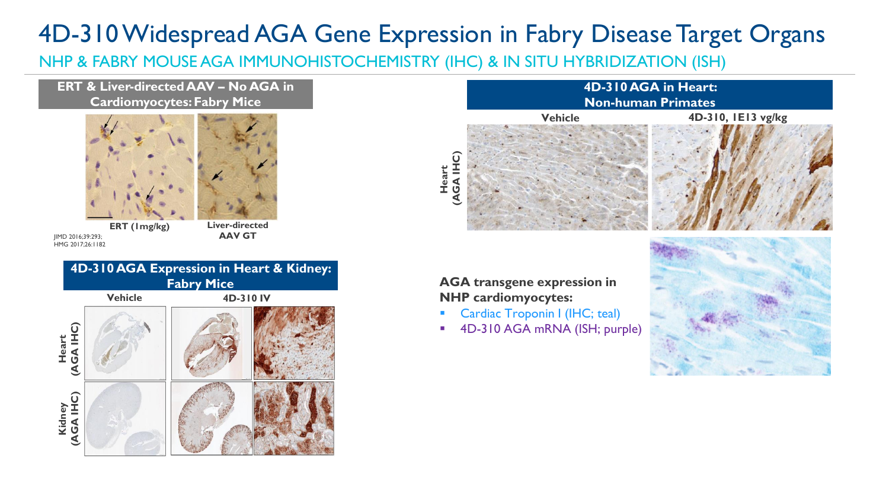# 4D-310 Widespread AGA Gene Expression in Fabry Disease Target Organs

## NHP & FABRY MOUSE AGA IMMUNOHISTOCHEMISTRY (IHC) & IN SITU HYBRIDIZATION (ISH)

### ERT & Liver-directed AAV – No AGA in Cardiomyocytes: Fabry Mice

ERT (1mg/kg)

Liver-directed AAV GT

JIMD 2016;39:293; HMG 2017;26:1182

### 4D-310 AGA Expression in Heart & Kidney: Fabry Mice

Vehicle | 4D-310 IV

Heart (AGA IHC)

Kidney (AGA IHC)

### 4D-310 AGA in Heart: Non-human Primates

Vehicle | 4D-310, 1E13 vg/kg

Heart (AGA IHC)

**AGA transgene expression in NHP cardiomyocytes:**

- Cardiac Troponin I (IHC; teal)
- 4D-310 AGA mRNA (ISH; purple)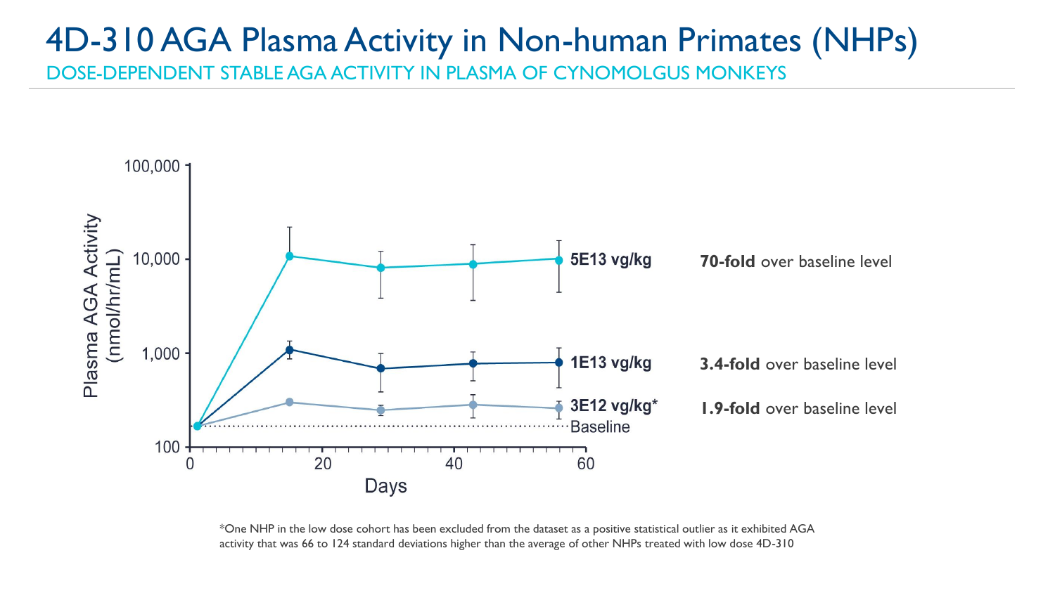# 4D-310 AGA Plasma Activity in Non-human Primates (NHPs)

DOSE-DEPENDENT STABLE AGA ACTIVITY IN PLASMA OF CYNOMOLGUS MONKEYS

Plasma AGA Activity (nmol/hr/mL)

Days

5E13 vg/kg — **70-fold** over baseline level

1E13 vg/kg — **3.4-fold** over baseline level

3E12 vg/kg* — **1.9-fold** over baseline level

Baseline

*One NHP in the low dose cohort has been excluded from the dataset as a positive statistical outlier as it exhibited AGA activity that was 66 to 124 standard deviations higher than the average of other NHPs treated with low dose 4D-310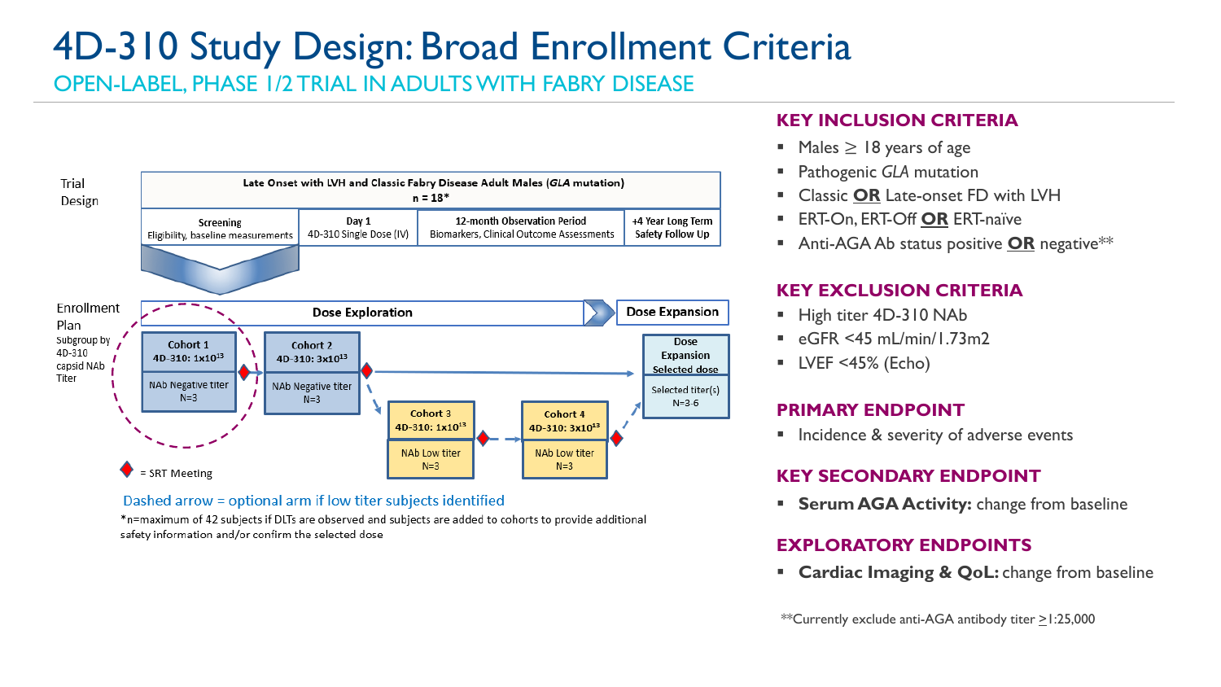# 4D-310 Study Design: Broad Enrollment Criteria

## OPEN-LABEL, PHASE 1/2 TRIAL IN ADULTS WITH FABRY DISEASE

Trial Design

**Late Onset with LVH and Classic Fabry Disease Adult Males (*GLA* mutation)**
**n = 18***

| Screening | Day 1 | 12-month Observation Period | +4 Year Long Term |
|---|---|---|---|
| Eligibility, baseline measurements | 4D-310 Single Dose (IV) | Biomarkers, Clinical Outcome Assessments | Safety Follow Up |

Enrollment Plan
Subgroup by 4D-310 capsid NAb Titer

**Dose Exploration** → **Dose Expansion**

- **Cohort 1** 4D-310: $1x10^{13}$ — NAb Negative titer, N=3
- **Cohort 2** 4D-310: $3x10^{13}$ — NAb Negative titer, N=3
- **Cohort 3** 4D-310: $1x10^{13}$ — NAb Low titer, N=3
- **Cohort 4** 4D-310: $3x10^{13}$ — NAb Low titer, N=3
- **Dose Expansion** Selected dose — Selected titer(s), N=3-6

◆ = SRT Meeting

Dashed arrow = optional arm if low titer subjects identified

*n=maximum of 42 subjects if DLTs are observed and subjects are added to cohorts to provide additional safety information and/or confirm the selected dose

### KEY INCLUSION CRITERIA

- Males ≥ 18 years of age
- Pathogenic *GLA* mutation
- Classic **OR** Late-onset FD with LVH
- ERT-On, ERT-Off **OR** ERT-naïve
- Anti-AGA Ab status positive **OR** negative**

### KEY EXCLUSION CRITERIA

- High titer 4D-310 NAb
- eGFR <45 mL/min/1.73m2
- LVEF <45% (Echo)

### PRIMARY ENDPOINT

- Incidence & severity of adverse events

### KEY SECONDARY ENDPOINT

- **Serum AGA Activity:** change from baseline

### EXPLORATORY ENDPOINTS

- **Cardiac Imaging & QoL:** change from baseline

**Currently exclude anti-AGA antibody titer ≥1:25,000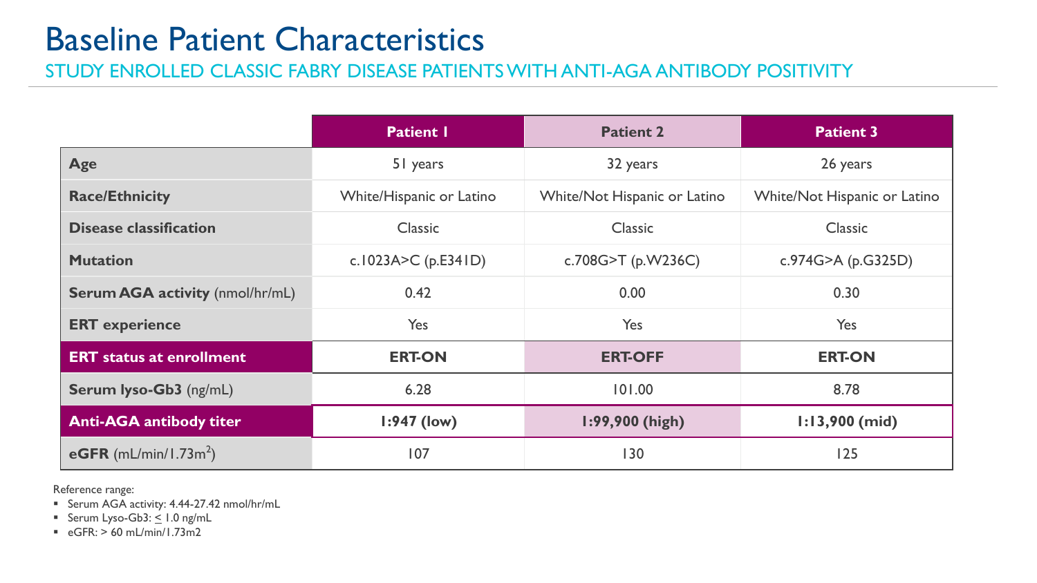# Baseline Patient Characteristics

## STUDY ENROLLED CLASSIC FABRY DISEASE PATIENTS WITH ANTI-AGA ANTIBODY POSITIVITY

| | Patient 1 | Patient 2 | Patient 3 |
|---|---|---|---|
| **Age** | 51 years | 32 years | 26 years |
| **Race/Ethnicity** | White/Hispanic or Latino | White/Not Hispanic or Latino | White/Not Hispanic or Latino |
| **Disease classification** | Classic | Classic | Classic |
| **Mutation** | c.1023A>C (p.E341D) | c.708G>T (p.W236C) | c.974G>A (p.G325D) |
| **Serum AGA activity** (nmol/hr/mL) | 0.42 | 0.00 | 0.30 |
| **ERT experience** | Yes | Yes | Yes |
| **ERT status at enrollment** | **ERT-ON** | **ERT-OFF** | **ERT-ON** |
| **Serum lyso-Gb3** (ng/mL) | 6.28 | 101.00 | 8.78 |
| **Anti-AGA antibody titer** | **1:947 (low)** | **1:99,900 (high)** | **1:13,900 (mid)** |
| **eGFR** (mL/min/1.73m$^2$) | 107 | 130 | 125 |

Reference range:

- Serum AGA activity: 4.44-27.42 nmol/hr/mL
- Serum Lyso-Gb3: $\leq$ 1.0 ng/mL
- eGFR: > 60 mL/min/1.73m2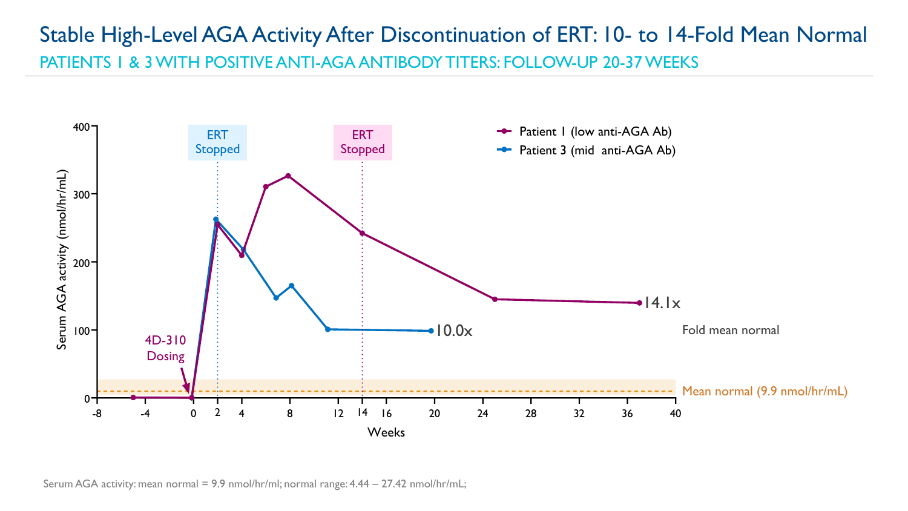# Stable High-Level AGA Activity After Discontinuation of ERT: 10- to 14-Fold Mean Normal

## PATIENTS 1 & 3 WITH POSITIVE ANTI-AGA ANTIBODY TITERS: FOLLOW-UP 20-37 WEEKS

- Patient 1 (low anti-AGA Ab)
- Patient 3 (mid anti-AGA Ab)

ERT Stopped (Patient 3: Week 2)

ERT Stopped (Patient 1: Week 14)

4D-310 Dosing (Week 0)

Fold mean normal: Patient 3 — 10.0x; Patient 1 — 14.1x

Mean normal (9.9 nmol/hr/mL)

Y-axis: Serum AGA activity (nmol/hr/mL)

X-axis: Weeks

Serum AGA activity: mean normal = 9.9 nmol/hr/ml; normal range: 4.44 – 27.42 nmol/hr/mL;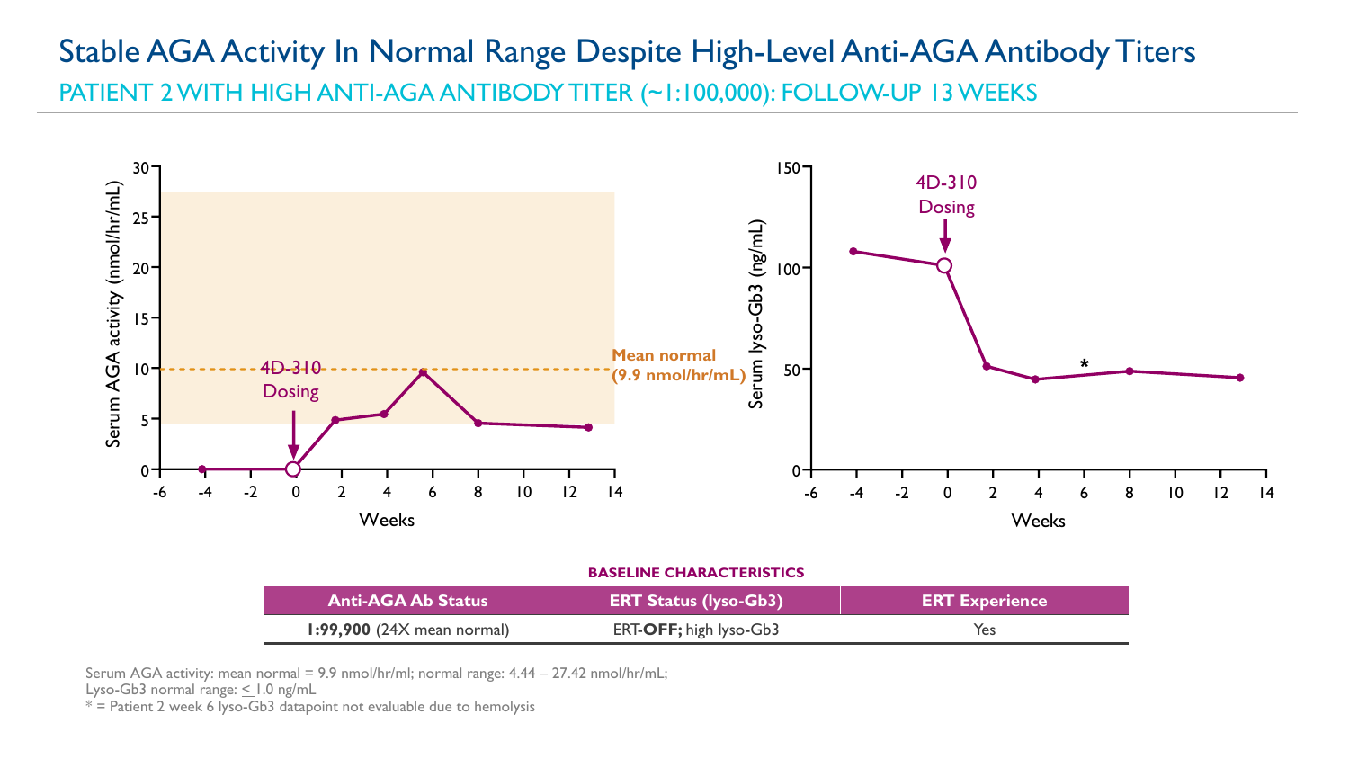# Stable AGA Activity In Normal Range Despite High-Level Anti-AGA Antibody Titers

## PATIENT 2 WITH HIGH ANTI-AGA ANTIBODY TITER (~1:100,000): FOLLOW-UP 13 WEEKS

Serum AGA activity (nmol/hr/mL)

4D-310 Dosing

Mean normal (9.9 nmol/hr/mL)

Weeks

Serum lyso-Gb3 (ng/mL)

4D-310 Dosing

Weeks

**BASELINE CHARACTERISTICS**

| Anti-AGA Ab Status | ERT Status (lyso-Gb3) | ERT Experience |
|---|---|---|
| **1:99,900** (24X mean normal) | ERT-**OFF;** high lyso-Gb3 | Yes |

Serum AGA activity: mean normal = 9.9 nmol/hr/ml; normal range: 4.44 – 27.42 nmol/hr/mL;
Lyso-Gb3 normal range: ≤ 1.0 ng/mL
* = Patient 2 week 6 lyso-Gb3 datapoint not evaluable due to hemolysis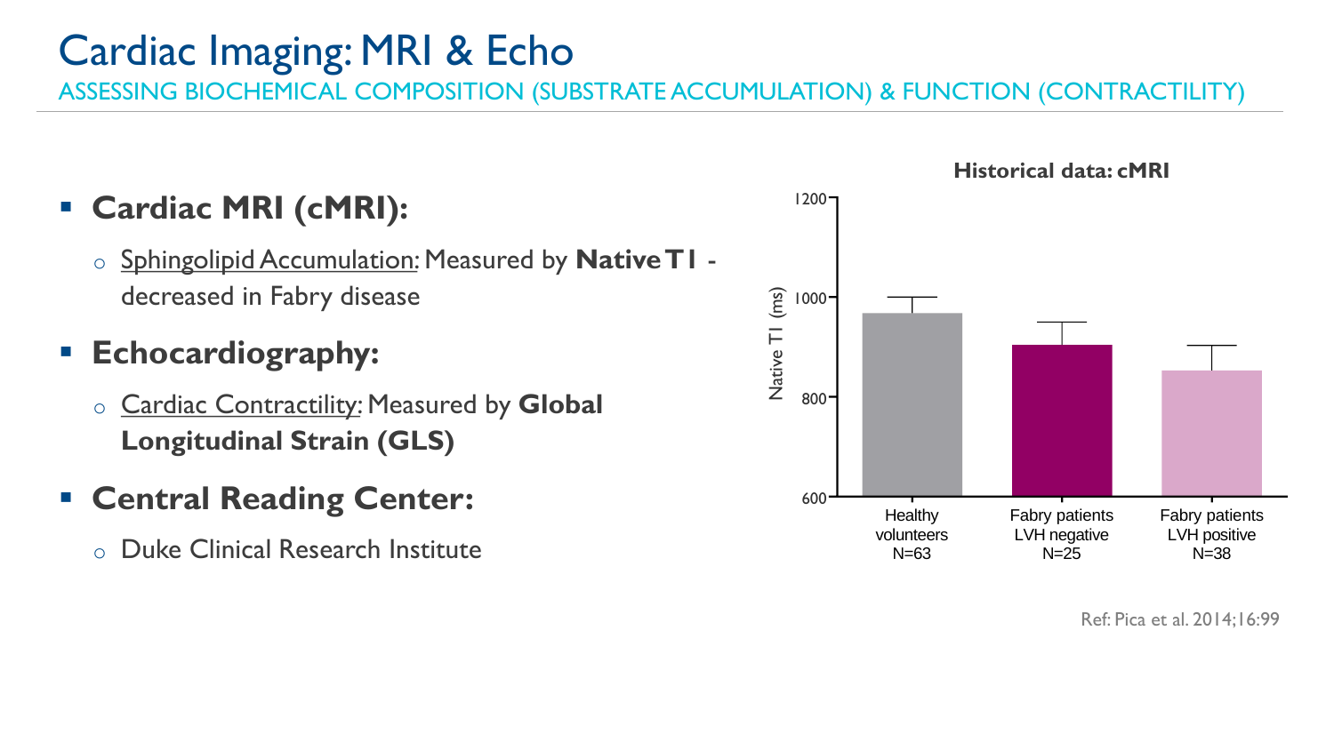# Cardiac Imaging: MRI & Echo

ASSESSING BIOCHEMICAL COMPOSITION (SUBSTRATE ACCUMULATION) & FUNCTION (CONTRACTILITY)

- **Cardiac MRI (cMRI):**
  - Sphingolipid Accumulation: Measured by **Native T1** - decreased in Fabry disease
- **Echocardiography:**
  - Cardiac Contractility: Measured by **Global Longitudinal Strain (GLS)**
- **Central Reading Center:**
  - Duke Clinical Research Institute

**Historical data: cMRI**

Native T1 (ms)

| Group | N |
|---|---|
| Healthy volunteers | N=63 |
| Fabry patients LVH negative | N=25 |
| Fabry patients LVH positive | N=38 |

Ref: Pica et al. 2014;16:99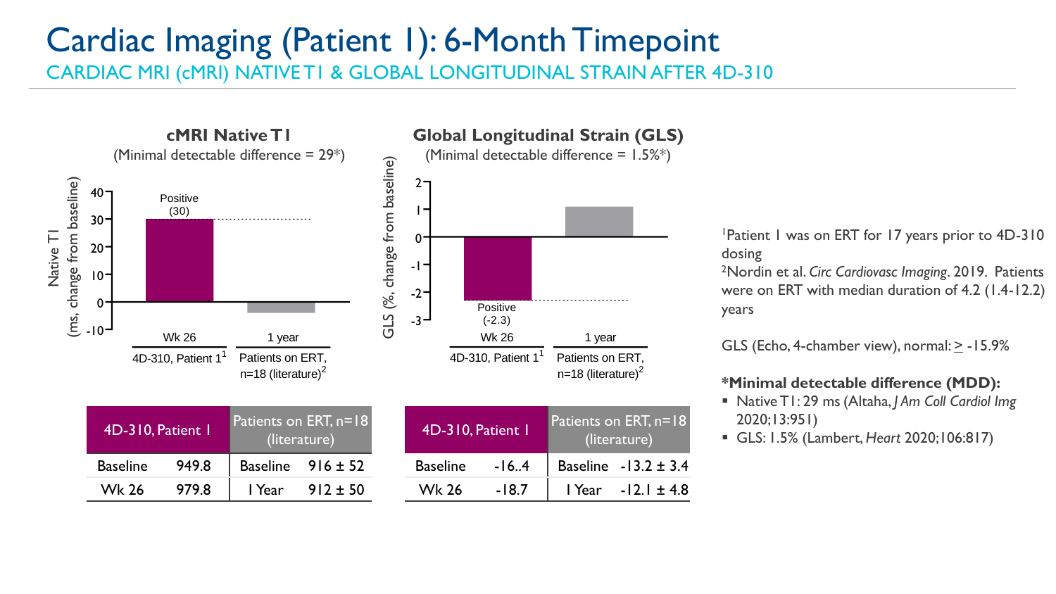# Cardiac Imaging (Patient 1): 6-Month Timepoint

## CARDIAC MRI (cMRI) NATIVE T1 & GLOBAL LONGITUDINAL STRAIN AFTER 4D-310

### cMRI Native T1

(Minimal detectable difference = 29*)

Native T1 (ms, change from baseline)

- Wk 26 — 4D-310, Patient 1[1]: Positive (30)
- 1 year — Patients on ERT, n=18 (literature)[2]

| 4D-310, Patient 1 | | Patients on ERT, n=18 (literature) | |
|---|---|---|---|
| Baseline | 949.8 | Baseline | 916 ± 52 |
| Wk 26 | 979.8 | 1 Year | 912 ± 50 |

### Global Longitudinal Strain (GLS)

(Minimal detectable difference = 1.5%*)

GLS (%, change from baseline)

- Wk 26 — 4D-310, Patient 1[1]: Positive (-2.3)
- 1 year — Patients on ERT, n=18 (literature)[2]

| 4D-310, Patient 1 | | Patients on ERT, n=18 (literature) | |
|---|---|---|---|
| Baseline | -16..4 | Baseline | -13.2 ± 3.4 |
| Wk 26 | -18.7 | 1 Year | -12.1 ± 4.8 |

[1]Patient 1 was on ERT for 17 years prior to 4D-310 dosing

[2]Nordin et al. *Circ Cardiovasc Imaging*. 2019. Patients were on ERT with median duration of 4.2 (1.4-12.2) years

GLS (Echo, 4-chamber view), normal: ≥ -15.9%

**\*Minimal detectable difference (MDD):**

- Native T1: 29 ms (Altaha, *J Am Coll Cardiol Img* 2020;13:951)
- GLS: 1.5% (Lambert, *Heart* 2020;106:817)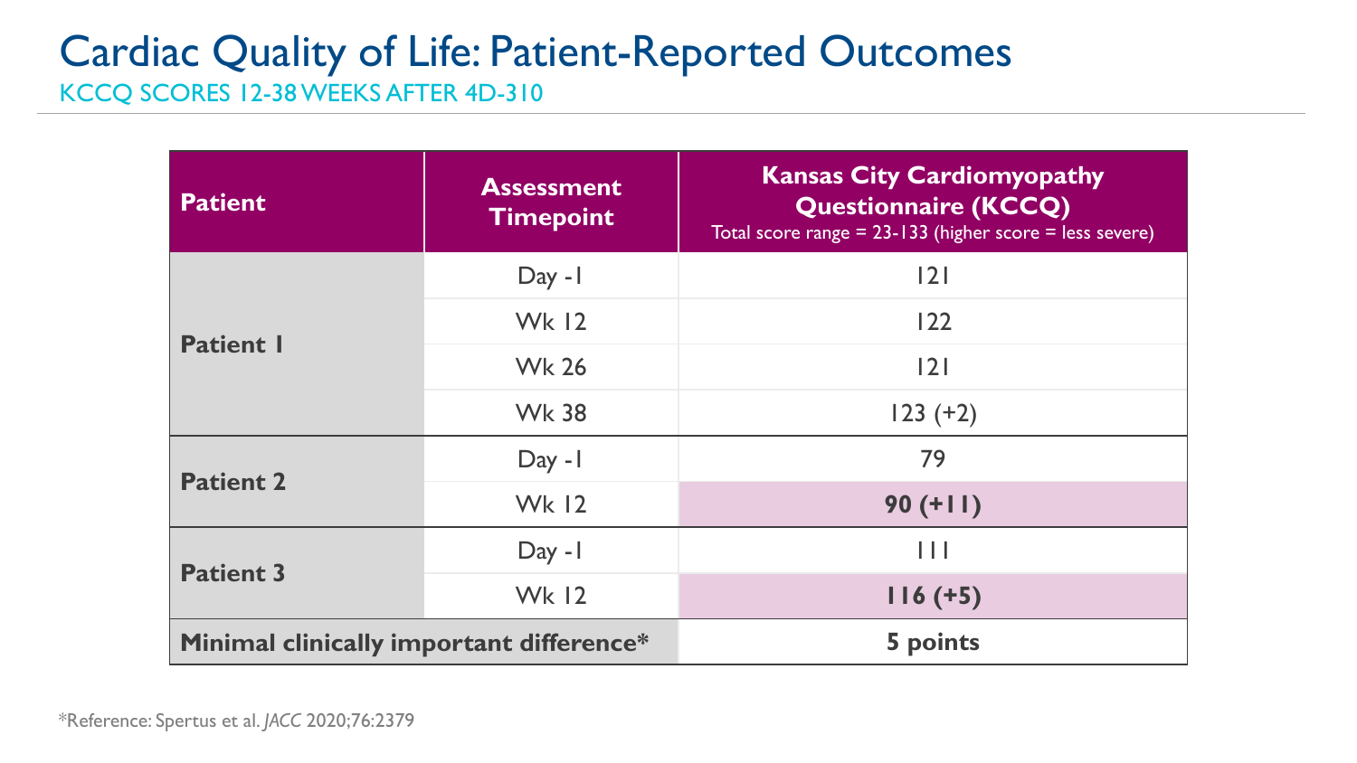# Cardiac Quality of Life: Patient-Reported Outcomes

## KCCQ SCORES 12-38 WEEKS AFTER 4D-310

| Patient | Assessment Timepoint | Kansas City Cardiomyopathy Questionnaire (KCCQ) Total score range = 23-133 (higher score = less severe) |
|---|---|---|
| **Patient 1** | Day -1 | 121 |
| | Wk 12 | 122 |
| | Wk 26 | 121 |
| | Wk 38 | 123 (+2) |
| **Patient 2** | Day -1 | 79 |
| | Wk 12 | **90 (+11)** |
| **Patient 3** | Day -1 | 111 |
| | Wk 12 | **116 (+5)** |
| **Minimal clinically important difference*** | | **5 points** |

*Reference: Spertus et al. *JACC* 2020;76:2379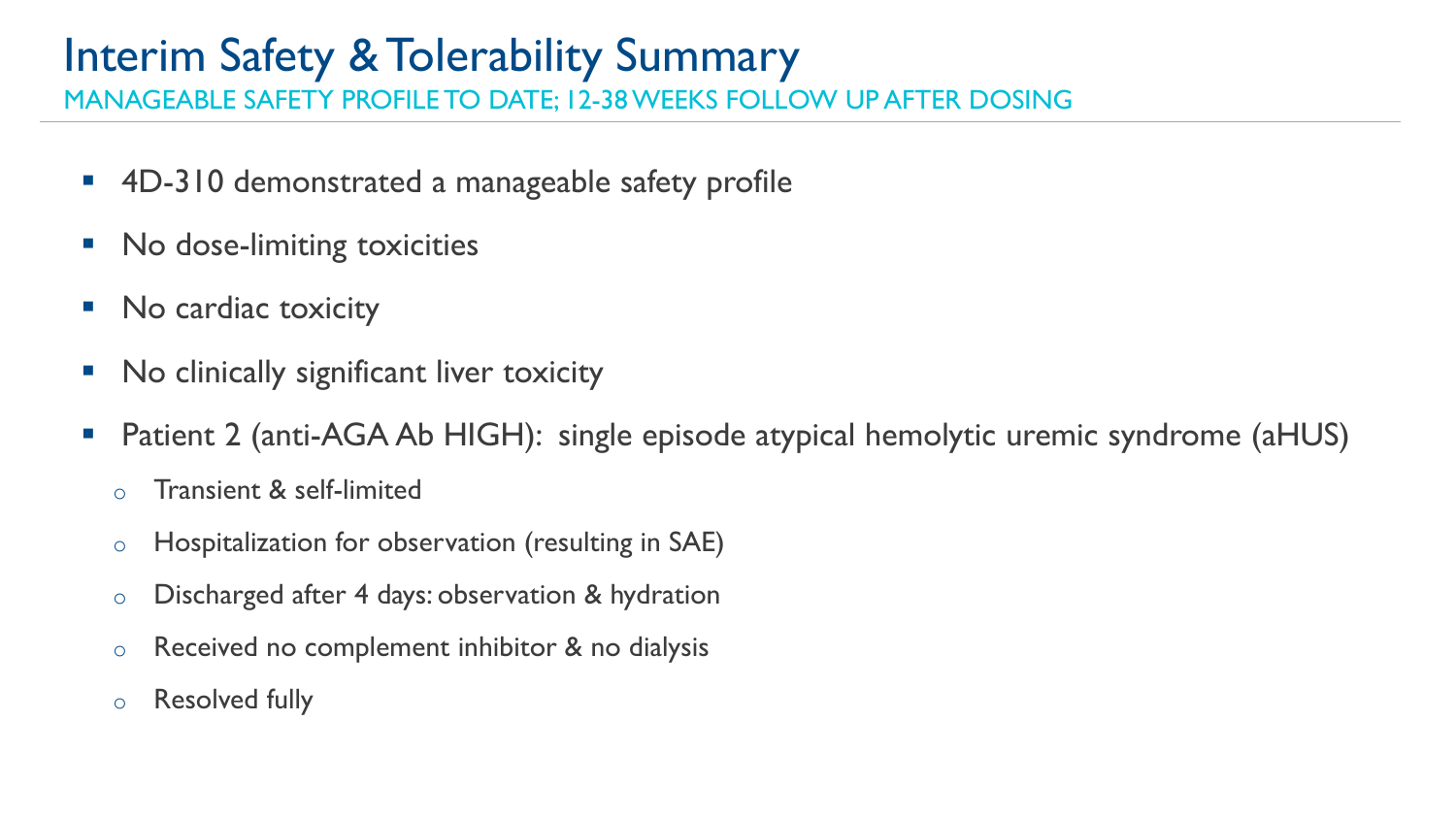# Interim Safety & Tolerability Summary

## MANAGEABLE SAFETY PROFILE TO DATE; 12-38 WEEKS FOLLOW UP AFTER DOSING

- 4D-310 demonstrated a manageable safety profile
- No dose-limiting toxicities
- No cardiac toxicity
- No clinically significant liver toxicity
- Patient 2 (anti-AGA Ab HIGH): single episode atypical hemolytic uremic syndrome (aHUS)
  - Transient & self-limited
  - Hospitalization for observation (resulting in SAE)
  - Discharged after 4 days: observation & hydration
  - Received no complement inhibitor & no dialysis
  - Resolved fully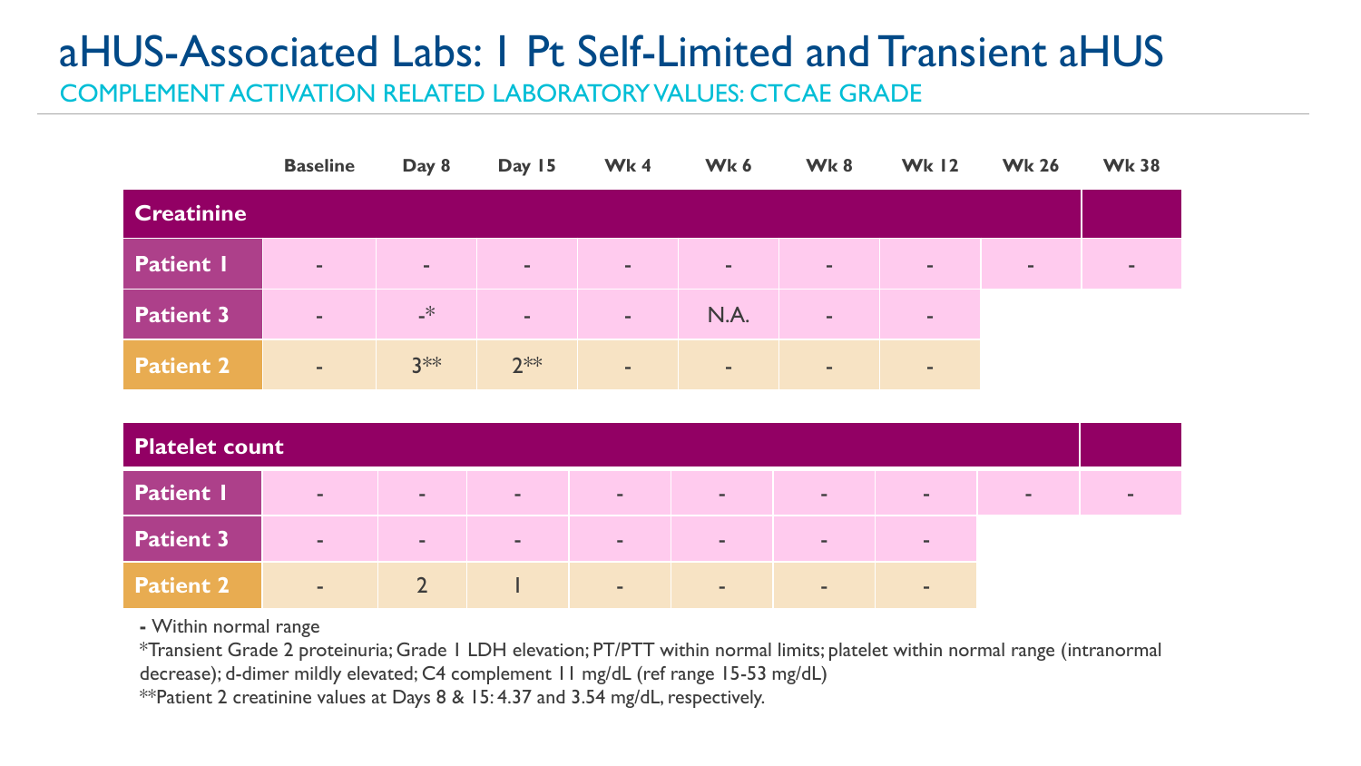# aHUS-Associated Labs: 1 Pt Self-Limited and Transient aHUS

## COMPLEMENT ACTIVATION RELATED LABORATORY VALUES: CTCAE GRADE

| | Baseline | Day 8 | Day 15 | Wk 4 | Wk 6 | Wk 8 | Wk 12 | Wk 26 | Wk 38 |
|---|---|---|---|---|---|---|---|---|---|
| **Creatinine** | | | | | | | | | |
| **Patient 1** | - | - | - | - | - | - | - | - | - |
| **Patient 3** | - | -* | - | - | N.A. | - | - | | |
| **Patient 2** | - | 3** | 2** | - | - | - | - | | |
| **Platelet count** | | | | | | | | | |
| **Patient 1** | - | - | - | - | - | - | - | - | - |
| **Patient 3** | - | - | - | - | - | - | - | | |
| **Patient 2** | - | 2 | 1 | - | - | - | - | | |

**-** Within normal range

*Transient Grade 2 proteinuria; Grade 1 LDH elevation; PT/PTT within normal limits; platelet within normal range (intranormal decrease); d-dimer mildly elevated; C4 complement 11 mg/dL (ref range 15-53 mg/dL)

**Patient 2 creatinine values at Days 8 & 15: 4.37 and 3.54 mg/dL, respectively.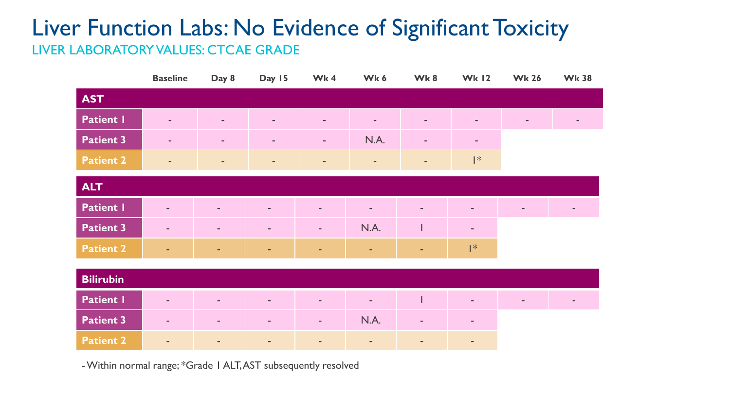# Liver Function Labs: No Evidence of Significant Toxicity

## LIVER LABORATORY VALUES: CTCAE GRADE

| | Baseline | Day 8 | Day 15 | Wk 4 | Wk 6 | Wk 8 | Wk 12 | Wk 26 | Wk 38 |
|---|---|---|---|---|---|---|---|---|---|
| **AST** | | | | | | | | | |
| **Patient 1** | - | - | - | - | - | - | - | - | - |
| **Patient 3** | - | - | - | - | N.A. | - | - | | |
| **Patient 2** | - | - | - | - | - | - | 1* | | |
| **ALT** | | | | | | | | | |
| **Patient 1** | - | - | - | - | - | - | - | - | - |
| **Patient 3** | - | - | - | - | N.A. | 1 | - | | |
| **Patient 2** | - | - | - | - | - | - | 1* | | |
| **Bilirubin** | | | | | | | | | |
| **Patient 1** | - | - | - | - | - | 1 | - | - | - |
| **Patient 3** | - | - | - | - | N.A. | - | - | | |
| **Patient 2** | - | - | - | - | - | - | - | | |

- Within normal range; *Grade 1 ALT, AST subsequently resolved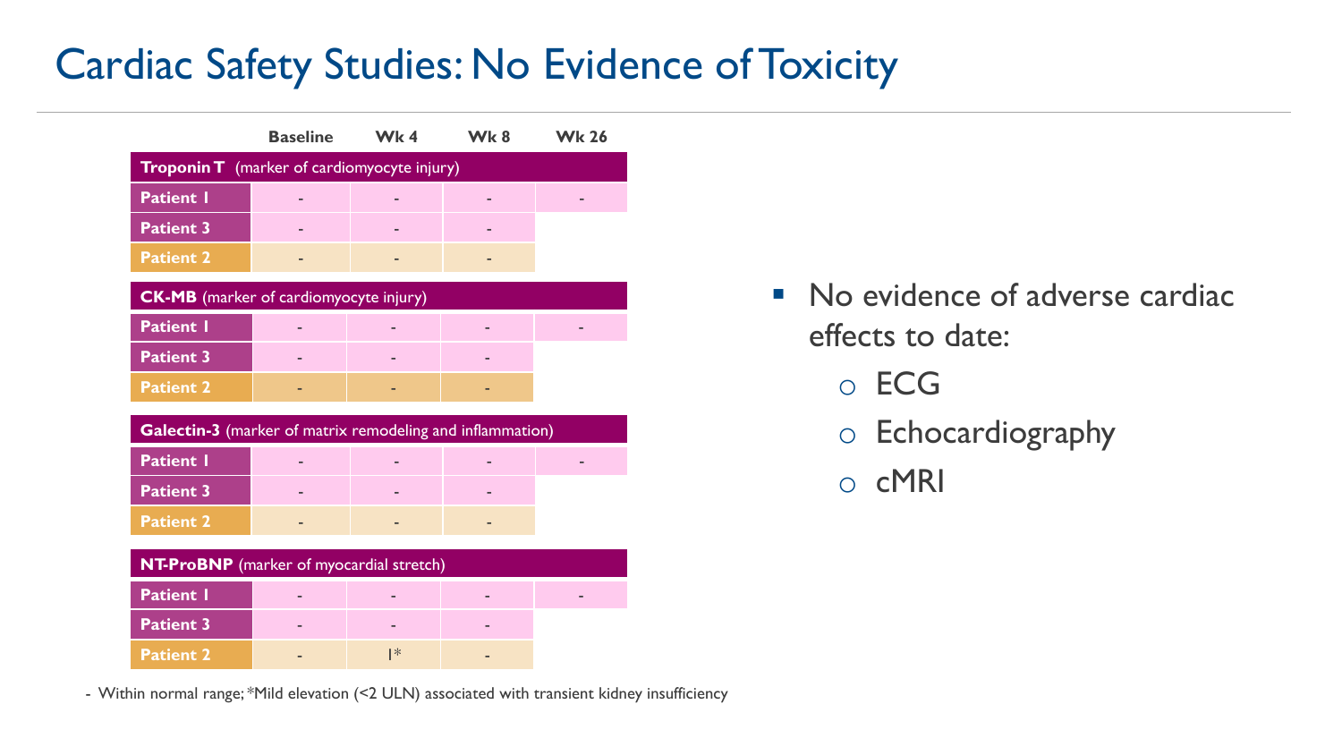# Cardiac Safety Studies: No Evidence of Toxicity

| | Baseline | Wk 4 | Wk 8 | Wk 26 |
|---|---|---|---|---|
| **Troponin T** (marker of cardiomyocyte injury) | | | | |
| **Patient 1** | - | - | - | - |
| **Patient 3** | - | - | - | |
| **Patient 2** | - | - | - | |
| **CK-MB** (marker of cardiomyocyte injury) | | | | |
| **Patient 1** | - | - | - | - |
| **Patient 3** | - | - | - | |
| **Patient 2** | - | - | - | |
| **Galectin-3** (marker of matrix remodeling and inflammation) | | | | |
| **Patient 1** | - | - | - | - |
| **Patient 3** | - | - | - | |
| **Patient 2** | - | - | - | |
| **NT-ProBNP** (marker of myocardial stretch) | | | | |
| **Patient 1** | - | - | - | - |
| **Patient 3** | - | - | - | |
| **Patient 2** | - | ↑* | - | |

- Within normal range; *Mild elevation (<2 ULN) associated with transient kidney insufficiency

- No evidence of adverse cardiac effects to date:
  - ECG
  - Echocardiography
  - cMRI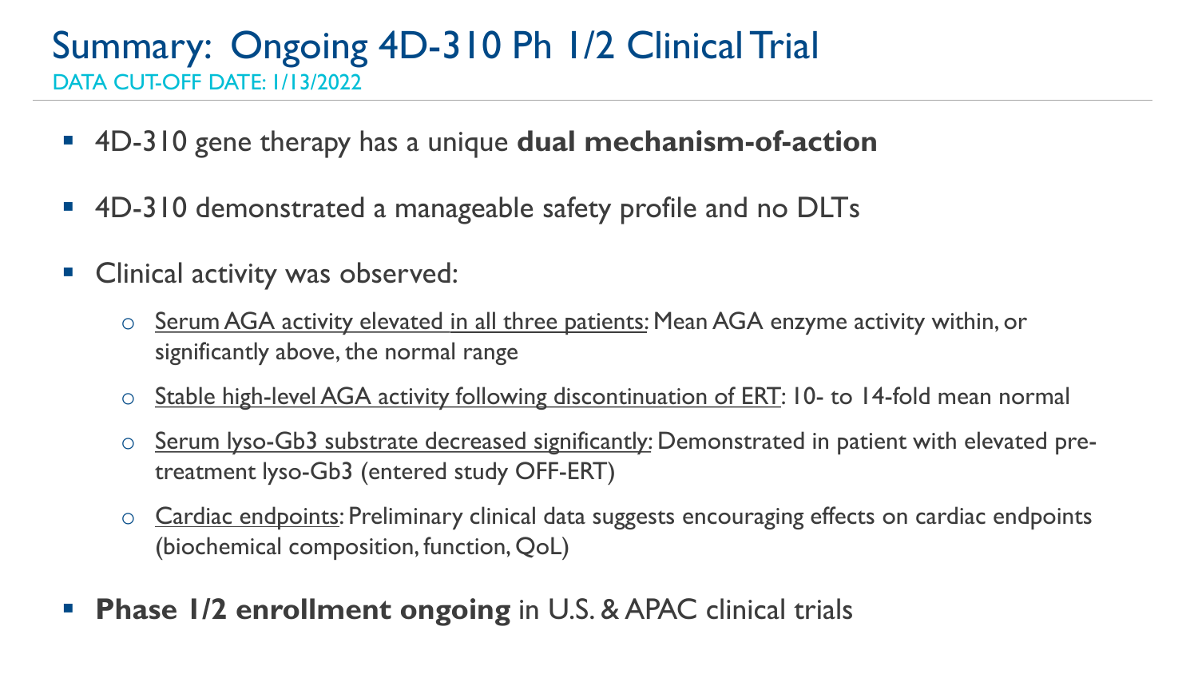# Summary: Ongoing 4D-310 Ph 1/2 Clinical Trial

DATA CUT-OFF DATE: 1/13/2022

- 4D-310 gene therapy has a unique **dual mechanism-of-action**
- 4D-310 demonstrated a manageable safety profile and no DLTs
- Clinical activity was observed:
  - Serum AGA activity elevated in all three patients: Mean AGA enzyme activity within, or significantly above, the normal range
  - Stable high-level AGA activity following discontinuation of ERT: 10- to 14-fold mean normal
  - Serum lyso-Gb3 substrate decreased significantly: Demonstrated in patient with elevated pre-treatment lyso-Gb3 (entered study OFF-ERT)
  - Cardiac endpoints: Preliminary clinical data suggests encouraging effects on cardiac endpoints (biochemical composition, function, QoL)
- **Phase 1/2 enrollment ongoing** in U.S. & APAC clinical trials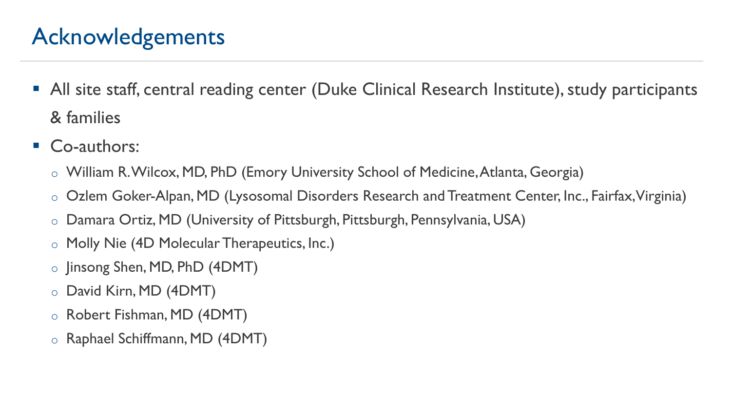# Acknowledgements

- All site staff, central reading center (Duke Clinical Research Institute), study participants & families
- Co-authors:
  - William R. Wilcox, MD, PhD (Emory University School of Medicine, Atlanta, Georgia)
  - Ozlem Goker-Alpan, MD (Lysosomal Disorders Research and Treatment Center, Inc., Fairfax, Virginia)
  - Damara Ortiz, MD (University of Pittsburgh, Pittsburgh, Pennsylvania, USA)
  - Molly Nie (4D Molecular Therapeutics, Inc.)
  - Jinsong Shen, MD, PhD (4DMT)
  - David Kirn, MD (4DMT)
  - Robert Fishman, MD (4DMT)
  - Raphael Schiffmann, MD (4DMT)